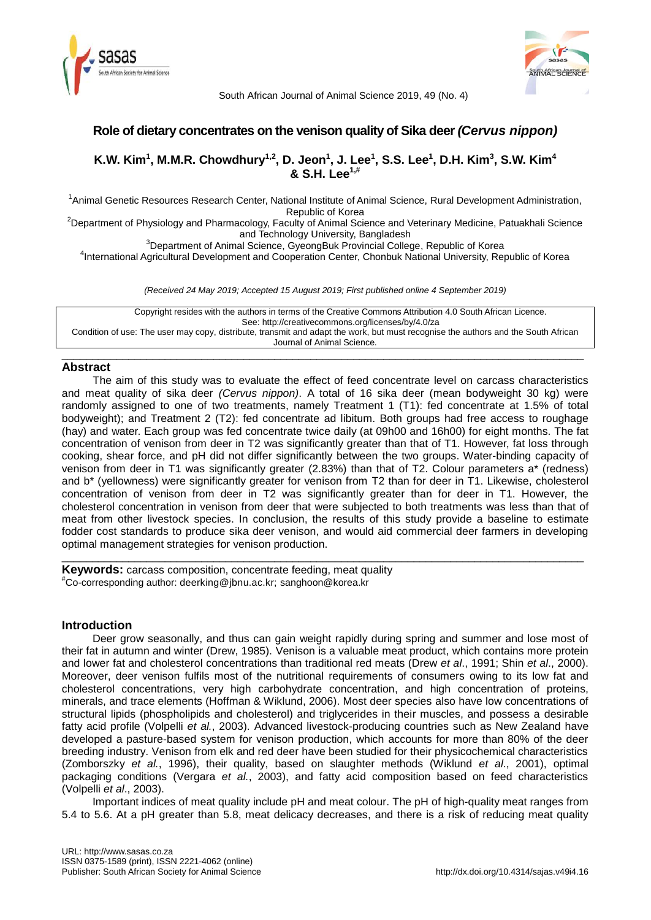# Role of dietary concentrates on the venison quality of Sika deer *(Cervus nippon)*

**K.W. Kim[1], M.M.R. Chowdhury[1,2], D. Jeon[1], J. Lee[1], S.S. Lee[1], D.H. Kim[3], S.W. Kim[4] & S.H. Lee[1,#]**

[1]Animal Genetic Resources Research Center, National Institute of Animal Science, Rural Development Administration, Republic of Korea
[2]Department of Physiology and Pharmacology, Faculty of Animal Science and Veterinary Medicine, Patuakhali Science and Technology University, Bangladesh
[3]Department of Animal Science, GyeongBuk Provincial College, Republic of Korea
[4]International Agricultural Development and Cooperation Center, Chonbuk National University, Republic of Korea

*(Received 24 May 2019; Accepted 15 August 2019; First published online 4 September 2019)*

Copyright resides with the authors in terms of the Creative Commons Attribution 4.0 South African Licence.
See: http://creativecommons.org/licenses/by/4.0/za
Condition of use: The user may copy, distribute, transmit and adapt the work, but must recognise the authors and the South African Journal of Animal Science.

## Abstract

The aim of this study was to evaluate the effect of feed concentrate level on carcass characteristics and meat quality of sika deer *(Cervus nippon)*. A total of 16 sika deer (mean bodyweight 30 kg) were randomly assigned to one of two treatments, namely Treatment 1 (T1): fed concentrate at 1.5% of total bodyweight); and Treatment 2 (T2): fed concentrate ad libitum. Both groups had free access to roughage (hay) and water. Each group was fed concentrate twice daily (at 09h00 and 16h00) for eight months. The fat concentration of venison from deer in T2 was significantly greater than that of T1. However, fat loss through cooking, shear force, and pH did not differ significantly between the two groups. Water-binding capacity of venison from deer in T1 was significantly greater (2.83%) than that of T2. Colour parameters a* (redness) and b* (yellowness) were significantly greater for venison from T2 than for deer in T1. Likewise, cholesterol concentration of venison from deer in T2 was significantly greater than for deer in T1. However, the cholesterol concentration in venison from deer that were subjected to both treatments was less than that of meat from other livestock species. In conclusion, the results of this study provide a baseline to estimate fodder cost standards to produce sika deer venison, and would aid commercial deer farmers in developing optimal management strategies for venison production.

**Keywords:** carcass composition, concentrate feeding, meat quality

[#]Co-corresponding author: deerking@jbnu.ac.kr; sanghoon@korea.kr

## Introduction

Deer grow seasonally, and thus can gain weight rapidly during spring and summer and lose most of their fat in autumn and winter (Drew, 1985). Venison is a valuable meat product, which contains more protein and lower fat and cholesterol concentrations than traditional red meats (Drew *et al*., 1991; Shin *et al*., 2000). Moreover, deer venison fulfils most of the nutritional requirements of consumers owing to its low fat and cholesterol concentrations, very high carbohydrate concentration, and high concentration of proteins, minerals, and trace elements (Hoffman & Wiklund, 2006). Most deer species also have low concentrations of structural lipids (phospholipids and cholesterol) and triglycerides in their muscles, and possess a desirable fatty acid profile (Volpelli *et al.*, 2003). Advanced livestock-producing countries such as New Zealand have developed a pasture-based system for venison production, which accounts for more than 80% of the deer breeding industry. Venison from elk and red deer have been studied for their physicochemical characteristics (Zomborszky *et al.*, 1996), their quality, based on slaughter methods (Wiklund *et al*., 2001), optimal packaging conditions (Vergara *et al.*, 2003), and fatty acid composition based on feed characteristics (Volpelli *et al*., 2003).

Important indices of meat quality include pH and meat colour. The pH of high-quality meat ranges from 5.4 to 5.6. At a pH greater than 5.8, meat delicacy decreases, and there is a risk of reducing meat quality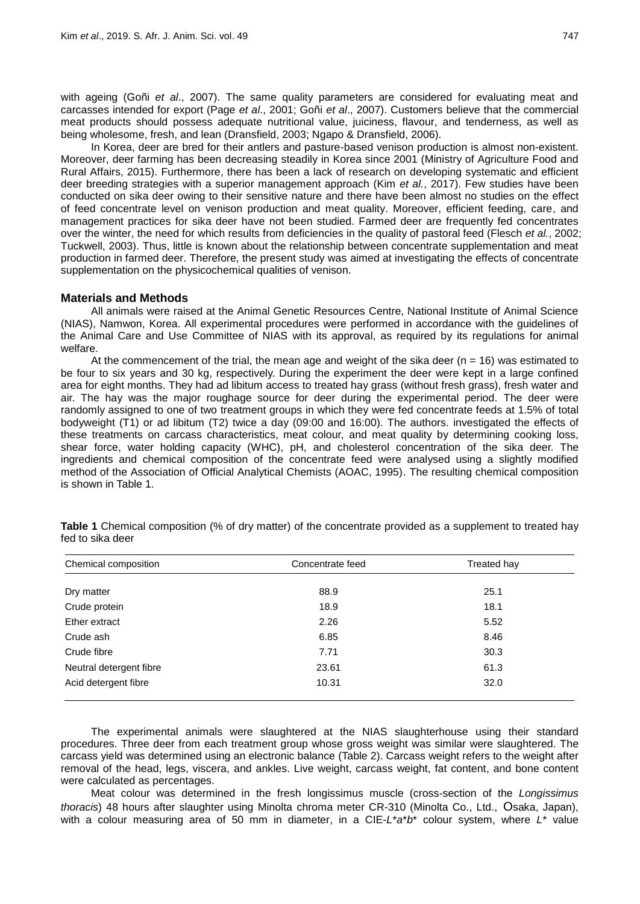with ageing (Goñi *et al*., 2007). The same quality parameters are considered for evaluating meat and carcasses intended for export (Page *et al*., 2001; Goñi *et al*., 2007). Customers believe that the commercial meat products should possess adequate nutritional value, juiciness, flavour, and tenderness, as well as being wholesome, fresh, and lean (Dransfield, 2003; Ngapo & Dransfield, 2006).

In Korea, deer are bred for their antlers and pasture-based venison production is almost non-existent. Moreover, deer farming has been decreasing steadily in Korea since 2001 (Ministry of Agriculture Food and Rural Affairs, 2015). Furthermore, there has been a lack of research on developing systematic and efficient deer breeding strategies with a superior management approach (Kim *et al.*, 2017). Few studies have been conducted on sika deer owing to their sensitive nature and there have been almost no studies on the effect of feed concentrate level on venison production and meat quality. Moreover, efficient feeding, care, and management practices for sika deer have not been studied. Farmed deer are frequently fed concentrates over the winter, the need for which results from deficiencies in the quality of pastoral feed (Flesch *et al.*, 2002; Tuckwell, 2003). Thus, little is known about the relationship between concentrate supplementation and meat production in farmed deer. Therefore, the present study was aimed at investigating the effects of concentrate supplementation on the physicochemical qualities of venison.

## Materials and Methods

All animals were raised at the Animal Genetic Resources Centre, National Institute of Animal Science (NIAS), Namwon, Korea. All experimental procedures were performed in accordance with the guidelines of the Animal Care and Use Committee of NIAS with its approval, as required by its regulations for animal welfare.

At the commencement of the trial, the mean age and weight of the sika deer (n = 16) was estimated to be four to six years and 30 kg, respectively. During the experiment the deer were kept in a large confined area for eight months. They had ad libitum access to treated hay grass (without fresh grass), fresh water and air. The hay was the major roughage source for deer during the experimental period. The deer were randomly assigned to one of two treatment groups in which they were fed concentrate feeds at 1.5% of total bodyweight (T1) or ad libitum (T2) twice a day (09:00 and 16:00). The authors. investigated the effects of these treatments on carcass characteristics, meat colour, and meat quality by determining cooking loss, shear force, water holding capacity (WHC), pH, and cholesterol concentration of the sika deer. The ingredients and chemical composition of the concentrate feed were analysed using a slightly modified method of the Association of Official Analytical Chemists (AOAC, 1995). The resulting chemical composition is shown in Table 1.

**Table 1** Chemical composition (% of dry matter) of the concentrate provided as a supplement to treated hay fed to sika deer

| Chemical composition | Concentrate feed | Treated hay |
|---|---|---|
| Dry matter | 88.9 | 25.1 |
| Crude protein | 18.9 | 18.1 |
| Ether extract | 2.26 | 5.52 |
| Crude ash | 6.85 | 8.46 |
| Crude fibre | 7.71 | 30.3 |
| Neutral detergent fibre | 23.61 | 61.3 |
| Acid detergent fibre | 10.31 | 32.0 |

The experimental animals were slaughtered at the NIAS slaughterhouse using their standard procedures. Three deer from each treatment group whose gross weight was similar were slaughtered. The carcass yield was determined using an electronic balance (Table 2). Carcass weight refers to the weight after removal of the head, legs, viscera, and ankles. Live weight, carcass weight, fat content, and bone content were calculated as percentages.

Meat colour was determined in the fresh longissimus muscle (cross-section of the *Longissimus thoracis*) 48 hours after slaughter using Minolta chroma meter CR-310 (Minolta Co., Ltd., Osaka, Japan), with a colour measuring area of 50 mm in diameter, in a CIE-$L^*a^*b^*$ colour system, where $L^*$ value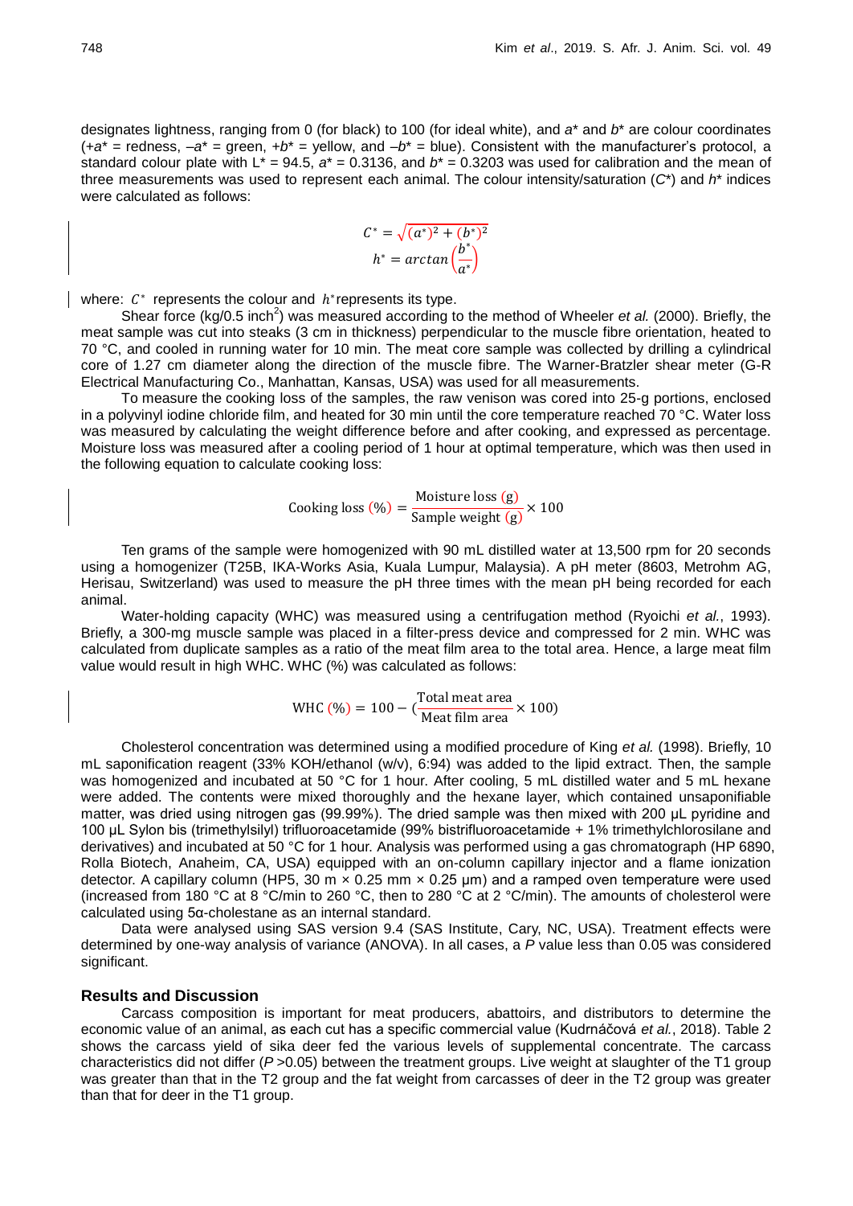designates lightness, ranging from 0 (for black) to 100 (for ideal white), and $a^*$ and $b^*$ are colour coordinates ($+a^*$ = redness, $-a^*$ = green, $+b^*$ = yellow, and $-b^*$ = blue). Consistent with the manufacturer's protocol, a standard colour plate with $L^*$ = 94.5, $a^*$ = 0.3136, and $b^*$ = 0.3203 was used for calibration and the mean of three measurements was used to represent each animal. The colour intensity/saturation ($C^*$) and $h^*$ indices were calculated as follows:

$$C^* = \sqrt{(a^*)^2 + (b^*)^2}$$
$$h^* = arctan\left(\frac{b^*}{a^*}\right)$$

where: $C^*$ represents the colour and $h^*$ represents its type.

Shear force (kg/0.5 inch$^2$) was measured according to the method of Wheeler *et al.* (2000). Briefly, the meat sample was cut into steaks (3 cm in thickness) perpendicular to the muscle fibre orientation, heated to 70 °C, and cooled in running water for 10 min. The meat core sample was collected by drilling a cylindrical core of 1.27 cm diameter along the direction of the muscle fibre. The Warner-Bratzler shear meter (G-R Electrical Manufacturing Co., Manhattan, Kansas, USA) was used for all measurements.

To measure the cooking loss of the samples, the raw venison was cored into 25-g portions, enclosed in a polyvinyl iodine chloride film, and heated for 30 min until the core temperature reached 70 °C. Water loss was measured by calculating the weight difference before and after cooking, and expressed as percentage. Moisture loss was measured after a cooling period of 1 hour at optimal temperature, which was then used in the following equation to calculate cooking loss:

$$\text{Cooking loss (\%)} = \frac{\text{Moisture loss (g)}}{\text{Sample weight (g)}} \times 100$$

Ten grams of the sample were homogenized with 90 mL distilled water at 13,500 rpm for 20 seconds using a homogenizer (T25B, IKA-Works Asia, Kuala Lumpur, Malaysia). A pH meter (8603, Metrohm AG, Herisau, Switzerland) was used to measure the pH three times with the mean pH being recorded for each animal.

Water-holding capacity (WHC) was measured using a centrifugation method (Ryoichi *et al.*, 1993). Briefly, a 300-mg muscle sample was placed in a filter-press device and compressed for 2 min. WHC was calculated from duplicate samples as a ratio of the meat film area to the total area. Hence, a large meat film value would result in high WHC. WHC (%) was calculated as follows:

$$\text{WHC (\%)} = 100 - (\frac{\text{Total meat area}}{\text{Meat film area}} \times 100)$$

Cholesterol concentration was determined using a modified procedure of King *et al.* (1998). Briefly, 10 mL saponification reagent (33% KOH/ethanol (w/v), 6:94) was added to the lipid extract. Then, the sample was homogenized and incubated at 50 °C for 1 hour. After cooling, 5 mL distilled water and 5 mL hexane were added. The contents were mixed thoroughly and the hexane layer, which contained unsaponifiable matter, was dried using nitrogen gas (99.99%). The dried sample was then mixed with 200 µL pyridine and 100 µL Sylon bis (trimethylsilyl) trifluoroacetamide (99% bistrifluoroacetamide + 1% trimethylchlorosilane and derivatives) and incubated at 50 °C for 1 hour. Analysis was performed using a gas chromatograph (HP 6890, Rolla Biotech, Anaheim, CA, USA) equipped with an on-column capillary injector and a flame ionization detector. A capillary column (HP5, 30 m × 0.25 mm × 0.25 µm) and a ramped oven temperature were used (increased from 180 °C at 8 °C/min to 260 °C, then to 280 °C at 2 °C/min). The amounts of cholesterol were calculated using 5α-cholestane as an internal standard.

Data were analysed using SAS version 9.4 (SAS Institute, Cary, NC, USA). Treatment effects were determined by one-way analysis of variance (ANOVA). In all cases, a $P$ value less than 0.05 was considered significant.

## Results and Discussion

Carcass composition is important for meat producers, abattoirs, and distributors to determine the economic value of an animal, as each cut has a specific commercial value (Kudrnáčová *et al.*, 2018). Table 2 shows the carcass yield of sika deer fed the various levels of supplemental concentrate. The carcass characteristics did not differ ($P$ >0.05) between the treatment groups. Live weight at slaughter of the T1 group was greater than that in the T2 group and the fat weight from carcasses of deer in the T2 group was greater than that for deer in the T1 group.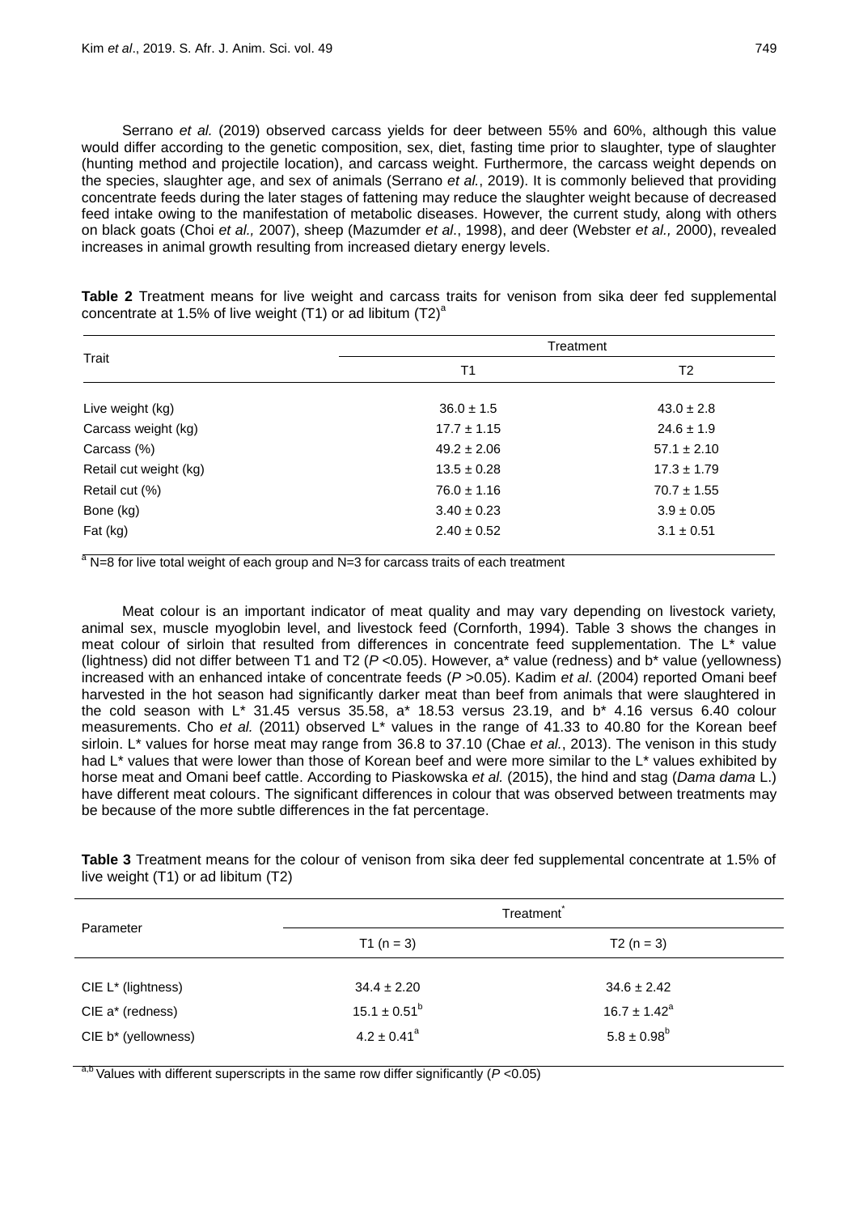Serrano *et al.* (2019) observed carcass yields for deer between 55% and 60%, although this value would differ according to the genetic composition, sex, diet, fasting time prior to slaughter, type of slaughter (hunting method and projectile location), and carcass weight. Furthermore, the carcass weight depends on the species, slaughter age, and sex of animals (Serrano *et al.*, 2019). It is commonly believed that providing concentrate feeds during the later stages of fattening may reduce the slaughter weight because of decreased feed intake owing to the manifestation of metabolic diseases. However, the current study, along with others on black goats (Choi *et al.,* 2007), sheep (Mazumder *et al*., 1998), and deer (Webster *et al.,* 2000), revealed increases in animal growth resulting from increased dietary energy levels.

**Table 2** Treatment means for live weight and carcass traits for venison from sika deer fed supplemental concentrate at 1.5% of live weight (T1) or ad libitum (T2)[a]

| Trait | Treatment | |
|---|---|---|
| | T1 | T2 |
| Live weight (kg) | 36.0 ± 1.5 | 43.0 ± 2.8 |
| Carcass weight (kg) | 17.7 ± 1.15 | 24.6 ± 1.9 |
| Carcass (%) | 49.2 ± 2.06 | 57.1 ± 2.10 |
| Retail cut weight (kg) | 13.5 ± 0.28 | 17.3 ± 1.79 |
| Retail cut (%) | 76.0 ± 1.16 | 70.7 ± 1.55 |
| Bone (kg) | 3.40 ± 0.23 | 3.9 ± 0.05 |
| Fat (kg) | 2.40 ± 0.52 | 3.1 ± 0.51 |

[a] N=8 for live total weight of each group and N=3 for carcass traits of each treatment

Meat colour is an important indicator of meat quality and may vary depending on livestock variety, animal sex, muscle myoglobin level, and livestock feed (Cornforth, 1994). Table 3 shows the changes in meat colour of sirloin that resulted from differences in concentrate feed supplementation. The L* value (lightness) did not differ between T1 and T2 ($P$ <0.05). However, a* value (redness) and b* value (yellowness) increased with an enhanced intake of concentrate feeds ($P$ >0.05). Kadim *et al*. (2004) reported Omani beef harvested in the hot season had significantly darker meat than beef from animals that were slaughtered in the cold season with L* 31.45 versus 35.58, a* 18.53 versus 23.19, and b* 4.16 versus 6.40 colour measurements. Cho *et al.* (2011) observed L* values in the range of 41.33 to 40.80 for the Korean beef sirloin. L* values for horse meat may range from 36.8 to 37.10 (Chae *et al.*, 2013). The venison in this study had L* values that were lower than those of Korean beef and were more similar to the L* values exhibited by horse meat and Omani beef cattle. According to Piaskowska *et al.* (2015), the hind and stag (*Dama dama* L.) have different meat colours. The significant differences in colour that was observed between treatments may be because of the more subtle differences in the fat percentage.

**Table 3** Treatment means for the colour of venison from sika deer fed supplemental concentrate at 1.5% of live weight (T1) or ad libitum (T2)

| Parameter | Treatment* | |
|---|---|---|
| | T1 (n = 3) | T2 (n = 3) |
| CIE L* (lightness) | 34.4 ± 2.20 | 34.6 ± 2.42 |
| CIE a* (redness) | 15.1 ± 0.51[b] | 16.7 ± 1.42[a] |
| CIE b* (yellowness) | 4.2 ± 0.41[a] | 5.8 ± 0.98[b] |

[a,b] Values with different superscripts in the same row differ significantly ($P$ <0.05)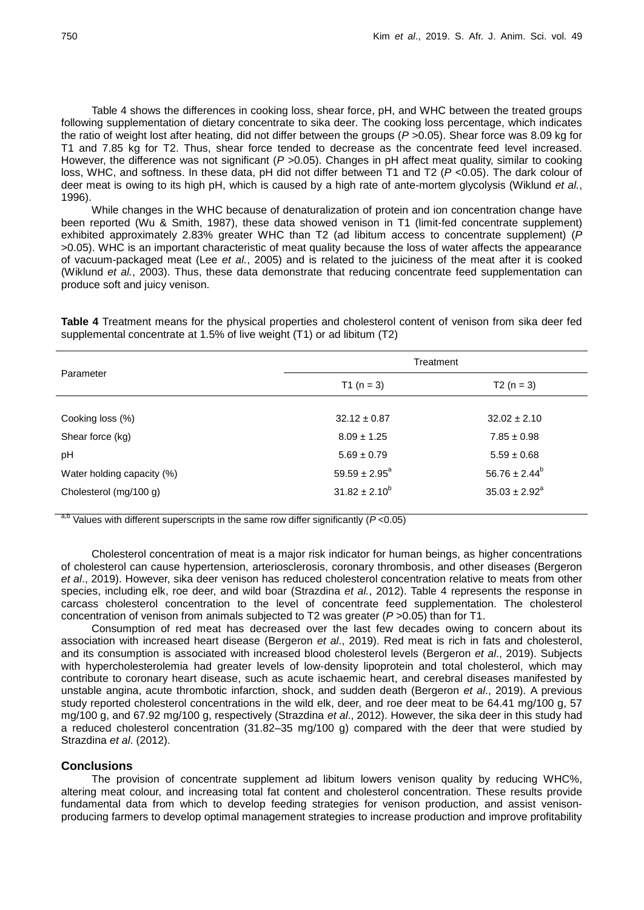Table 4 shows the differences in cooking loss, shear force, pH, and WHC between the treated groups following supplementation of dietary concentrate to sika deer. The cooking loss percentage, which indicates the ratio of weight lost after heating, did not differ between the groups ($P$ >0.05). Shear force was 8.09 kg for T1 and 7.85 kg for T2. Thus, shear force tended to decrease as the concentrate feed level increased. However, the difference was not significant ($P$ >0.05). Changes in pH affect meat quality, similar to cooking loss, WHC, and softness. In these data, pH did not differ between T1 and T2 ($P$ <0.05). The dark colour of deer meat is owing to its high pH, which is caused by a high rate of ante-mortem glycolysis (Wiklund *et al.*, 1996).

While changes in the WHC because of denaturalization of protein and ion concentration change have been reported (Wu & Smith, 1987), these data showed venison in T1 (limit-fed concentrate supplement) exhibited approximately 2.83% greater WHC than T2 (ad libitum access to concentrate supplement) ($P$ >0.05). WHC is an important characteristic of meat quality because the loss of water affects the appearance of vacuum-packaged meat (Lee *et al.*, 2005) and is related to the juiciness of the meat after it is cooked (Wiklund *et al.*, 2003). Thus, these data demonstrate that reducing concentrate feed supplementation can produce soft and juicy venison.

**Table 4** Treatment means for the physical properties and cholesterol content of venison from sika deer fed supplemental concentrate at 1.5% of live weight (T1) or ad libitum (T2)

| Parameter | Treatment | |
|---|---|---|
| | T1 (n = 3) | T2 (n = 3) |
| Cooking loss (%) | 32.12 ± 0.87 | 32.02 ± 2.10 |
| Shear force (kg) | 8.09 ± 1.25 | 7.85 ± 0.98 |
| pH | 5.69 ± 0.79 | 5.59 ± 0.68 |
| Water holding capacity (%) | 59.59 ± 2.95[a] | 56.76 ± 2.44[b] |
| Cholesterol (mg/100 g) | 31.82 ± 2.10[b] | 35.03 ± 2.92[a] |

[a,b] Values with different superscripts in the same row differ significantly ($P$ <0.05)

Cholesterol concentration of meat is a major risk indicator for human beings, as higher concentrations of cholesterol can cause hypertension, arteriosclerosis, coronary thrombosis, and other diseases (Bergeron *et al*., 2019). However, sika deer venison has reduced cholesterol concentration relative to meats from other species, including elk, roe deer, and wild boar (Strazdina *et al.*, 2012). Table 4 represents the response in carcass cholesterol concentration to the level of concentrate feed supplementation. The cholesterol concentration of venison from animals subjected to T2 was greater ($P$ >0.05) than for T1.

Consumption of red meat has decreased over the last few decades owing to concern about its association with increased heart disease (Bergeron *et al*., 2019). Red meat is rich in fats and cholesterol, and its consumption is associated with increased blood cholesterol levels (Bergeron *et al*., 2019). Subjects with hypercholesterolemia had greater levels of low-density lipoprotein and total cholesterol, which may contribute to coronary heart disease, such as acute ischaemic heart, and cerebral diseases manifested by unstable angina, acute thrombotic infarction, shock, and sudden death (Bergeron *et al*., 2019). A previous study reported cholesterol concentrations in the wild elk, deer, and roe deer meat to be 64.41 mg/100 g, 57 mg/100 g, and 67.92 mg/100 g, respectively (Strazdina *et al*., 2012). However, the sika deer in this study had a reduced cholesterol concentration (31.82–35 mg/100 g) compared with the deer that were studied by Strazdina *et al*. (2012).

## Conclusions

The provision of concentrate supplement ad libitum lowers venison quality by reducing WHC%, altering meat colour, and increasing total fat content and cholesterol concentration. These results provide fundamental data from which to develop feeding strategies for venison production, and assist venison-producing farmers to develop optimal management strategies to increase production and improve profitability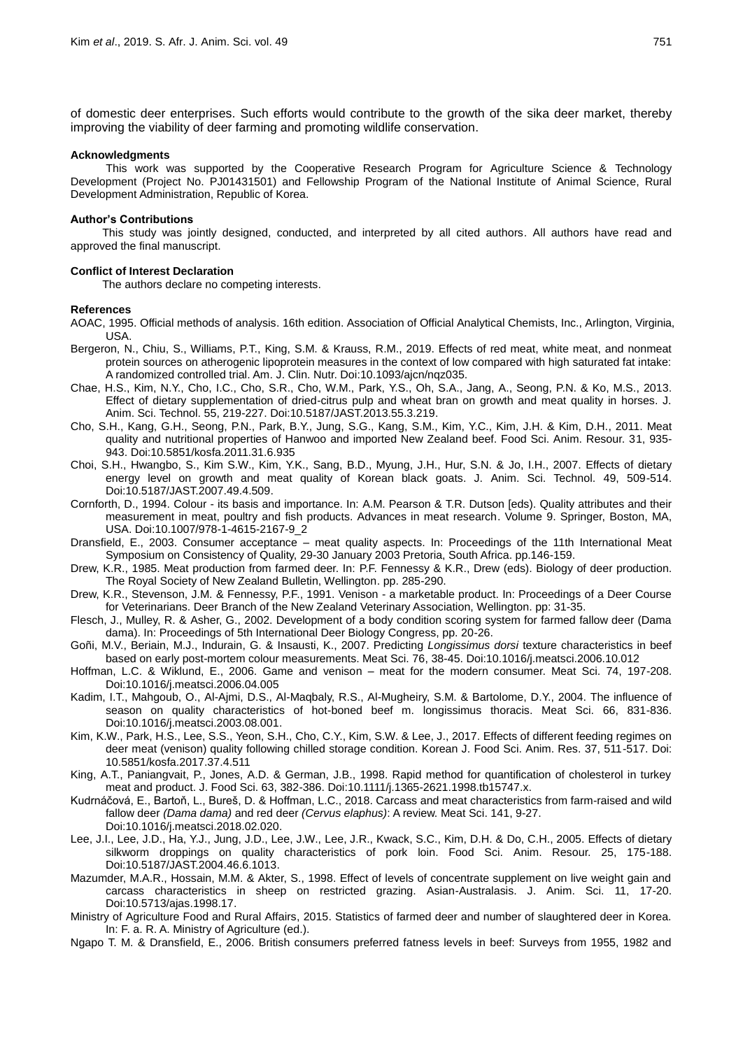of domestic deer enterprises. Such efforts would contribute to the growth of the sika deer market, thereby improving the viability of deer farming and promoting wildlife conservation.

#### Acknowledgments

This work was supported by the Cooperative Research Program for Agriculture Science & Technology Development (Project No. PJ01431501) and Fellowship Program of the National Institute of Animal Science, Rural Development Administration, Republic of Korea.

#### Author's Contributions

This study was jointly designed, conducted, and interpreted by all cited authors. All authors have read and approved the final manuscript.

#### Conflict of Interest Declaration

The authors declare no competing interests.

#### References

AOAC, 1995. Official methods of analysis. 16th edition. Association of Official Analytical Chemists, Inc., Arlington, Virginia, USA.

Bergeron, N., Chiu, S., Williams, P.T., King, S.M. & Krauss, R.M., 2019. Effects of red meat, white meat, and nonmeat protein sources on atherogenic lipoprotein measures in the context of low compared with high saturated fat intake: A randomized controlled trial. Am. J. Clin. Nutr. Doi:10.1093/ajcn/nqz035.

Chae, H.S., Kim, N.Y., Cho, I.C., Cho, S.R., Cho, W.M., Park, Y.S., Oh, S.A., Jang, A., Seong, P.N. & Ko, M.S., 2013. Effect of dietary supplementation of dried-citrus pulp and wheat bran on growth and meat quality in horses. J. Anim. Sci. Technol. 55, 219-227. Doi:10.5187/JAST.2013.55.3.219.

Cho, S.H., Kang, G.H., Seong, P.N., Park, B.Y., Jung, S.G., Kang, S.M., Kim, Y.C., Kim, J.H. & Kim, D.H., 2011. Meat quality and nutritional properties of Hanwoo and imported New Zealand beef. Food Sci. Anim. Resour. 31, 935-943. Doi:10.5851/kosfa.2011.31.6.935

Choi, S.H., Hwangbo, S., Kim S.W., Kim, Y.K., Sang, B.D., Myung, J.H., Hur, S.N. & Jo, I.H., 2007. Effects of dietary energy level on growth and meat quality of Korean black goats. J. Anim. Sci. Technol. 49, 509-514. Doi:10.5187/JAST.2007.49.4.509.

Cornforth, D., 1994. Colour - its basis and importance. In: A.M. Pearson & T.R. Dutson [eds). Quality attributes and their measurement in meat, poultry and fish products. Advances in meat research. Volume 9. Springer, Boston, MA, USA. Doi:10.1007/978-1-4615-2167-9_2

Dransfield, E., 2003. Consumer acceptance – meat quality aspects. In: Proceedings of the 11th International Meat Symposium on Consistency of Quality, 29-30 January 2003 Pretoria, South Africa. pp.146-159.

Drew, K.R., 1985. Meat production from farmed deer. In: P.F. Fennessy & K.R., Drew (eds). Biology of deer production. The Royal Society of New Zealand Bulletin, Wellington. pp. 285-290.

Drew, K.R., Stevenson, J.M. & Fennessy, P.F., 1991. Venison - a marketable product. In: Proceedings of a Deer Course for Veterinarians. Deer Branch of the New Zealand Veterinary Association, Wellington. pp: 31-35.

Flesch, J., Mulley, R. & Asher, G., 2002. Development of a body condition scoring system for farmed fallow deer (Dama dama). In: Proceedings of 5th International Deer Biology Congress, pp. 20-26.

Goñi, M.V., Beriain, M.J., Indurain, G. & Insausti, K., 2007. Predicting *Longissimus dorsi* texture characteristics in beef based on early post-mortem colour measurements. Meat Sci. 76, 38-45. Doi:10.1016/j.meatsci.2006.10.012

Hoffman, L.C. & Wiklund, E., 2006. Game and venison – meat for the modern consumer. Meat Sci. 74, 197-208. Doi:10.1016/j.meatsci.2006.04.005

Kadim, I.T., Mahgoub, O., Al-Ajmi, D.S., Al-Maqbaly, R.S., Al-Mugheiry, S.M. & Bartolome, D.Y., 2004. The influence of season on quality characteristics of hot-boned beef m. longissimus thoracis. Meat Sci. 66, 831-836. Doi:10.1016/j.meatsci.2003.08.001.

Kim, K.W., Park, H.S., Lee, S.S., Yeon, S.H., Cho, C.Y., Kim, S.W. & Lee, J., 2017. Effects of different feeding regimes on deer meat (venison) quality following chilled storage condition. Korean J. Food Sci. Anim. Res. 37, 511-517. Doi: 10.5851/kosfa.2017.37.4.511

King, A.T., Paniangvait, P., Jones, A.D. & German, J.B., 1998. Rapid method for quantification of cholesterol in turkey meat and product. J. Food Sci. 63, 382-386. Doi:10.1111/j.1365-2621.1998.tb15747.x.

Kudrnáčová, E., Bartoň, L., Bureš, D. & Hoffman, L.C., 2018. Carcass and meat characteristics from farm-raised and wild fallow deer *(Dama dama)* and red deer *(Cervus elaphus)*: A review. Meat Sci. 141, 9-27. Doi:10.1016/j.meatsci.2018.02.020.

Lee, J.I., Lee, J.D., Ha, Y.J., Jung, J.D., Lee, J.W., Lee, J.R., Kwack, S.C., Kim, D.H. & Do, C.H., 2005. Effects of dietary silkworm droppings on quality characteristics of pork loin. Food Sci. Anim. Resour. 25, 175-188. Doi:10.5187/JAST.2004.46.6.1013.

Mazumder, M.A.R., Hossain, M.M. & Akter, S., 1998. Effect of levels of concentrate supplement on live weight gain and carcass characteristics in sheep on restricted grazing. Asian-Australasis. J. Anim. Sci. 11, 17-20. Doi:10.5713/ajas.1998.17.

Ministry of Agriculture Food and Rural Affairs, 2015. Statistics of farmed deer and number of slaughtered deer in Korea. In: F. a. R. A. Ministry of Agriculture (ed.).

Ngapo T. M. & Dransfield, E., 2006. British consumers preferred fatness levels in beef: Surveys from 1955, 1982 and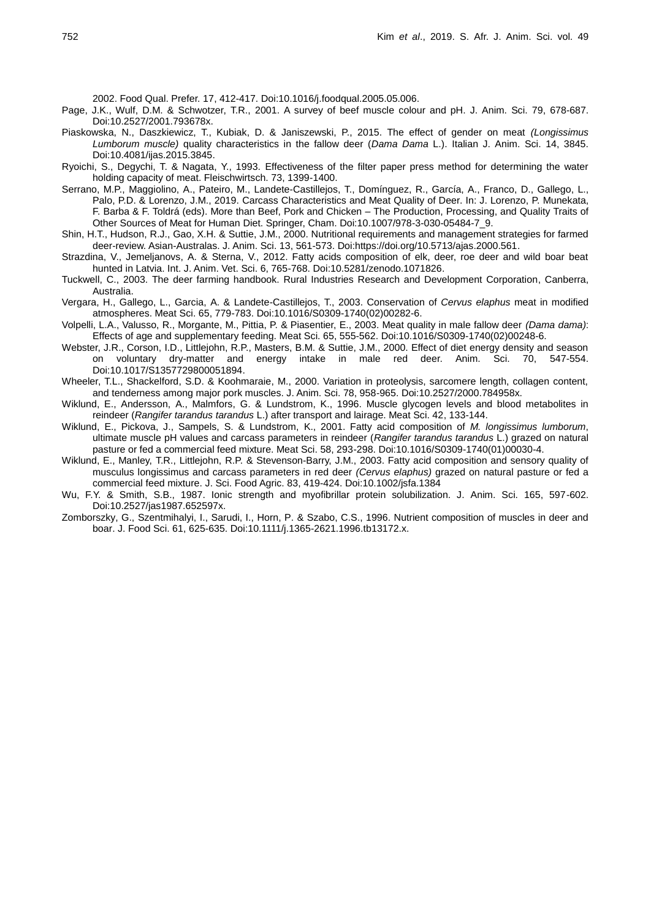2002. Food Qual. Prefer. 17, 412-417. Doi:10.1016/j.foodqual.2005.05.006.

Page, J.K., Wulf, D.M. & Schwotzer, T.R., 2001. A survey of beef muscle colour and pH. J. Anim. Sci. 79, 678-687. Doi:10.2527/2001.793678x.

Piaskowska, N., Daszkiewicz, T., Kubiak, D. & Janiszewski, P., 2015. The effect of gender on meat *(Longissimus Lumborum muscle)* quality characteristics in the fallow deer (*Dama Dama* L.). Italian J. Anim. Sci. 14, 3845. Doi:10.4081/ijas.2015.3845.

Ryoichi, S., Degychi, T. & Nagata, Y., 1993. Effectiveness of the filter paper press method for determining the water holding capacity of meat. Fleischwirtsch. 73, 1399-1400.

Serrano, M.P., Maggiolino, A., Pateiro, M., Landete-Castillejos, T., Domínguez, R., García, A., Franco, D., Gallego, L., Palo, P.D. & Lorenzo, J.M., 2019. Carcass Characteristics and Meat Quality of Deer. In: J. Lorenzo, P. Munekata, F. Barba & F. Toldrá (eds). More than Beef, Pork and Chicken – The Production, Processing, and Quality Traits of Other Sources of Meat for Human Diet. Springer, Cham. Doi:10.1007/978-3-030-05484-7_9.

Shin, H.T., Hudson, R.J., Gao, X.H. & Suttie, J.M., 2000. Nutritional requirements and management strategies for farmed deer-review. Asian-Australas. J. Anim. Sci. 13, 561-573. Doi:https://doi.org/10.5713/ajas.2000.561.

Strazdina, V., Jemeljanovs, A. & Sterna, V., 2012. Fatty acids composition of elk, deer, roe deer and wild boar beat hunted in Latvia. Int. J. Anim. Vet. Sci. 6, 765-768. Doi:10.5281/zenodo.1071826.

Tuckwell, C., 2003. The deer farming handbook. Rural Industries Research and Development Corporation, Canberra, Australia.

Vergara, H., Gallego, L., Garcia, A. & Landete-Castillejos, T., 2003. Conservation of *Cervus elaphus* meat in modified atmospheres. Meat Sci. 65, 779-783. Doi:10.1016/S0309-1740(02)00282-6.

Volpelli, L.A., Valusso, R., Morgante, M., Pittia, P. & Piasentier, E., 2003. Meat quality in male fallow deer *(Dama dama)*: Effects of age and supplementary feeding. Meat Sci. 65, 555-562. Doi:10.1016/S0309-1740(02)00248-6.

Webster, J.R., Corson, I.D., Littlejohn, R.P., Masters, B.M. & Suttie, J.M., 2000. Effect of diet energy density and season on voluntary dry-matter and energy intake in male red deer. Anim. Sci. 70, 547-554. Doi:10.1017/S1357729800051894.

Wheeler, T.L., Shackelford, S.D. & Koohmaraie, M., 2000. Variation in proteolysis, sarcomere length, collagen content, and tenderness among major pork muscles. J. Anim. Sci. 78, 958-965. Doi:10.2527/2000.784958x.

Wiklund, E., Andersson, A., Malmfors, G. & Lundstrom, K., 1996. Muscle glycogen levels and blood metabolites in reindeer (*Rangifer tarandus tarandus* L.) after transport and lairage. Meat Sci. 42, 133-144.

Wiklund, E., Pickova, J., Sampels, S. & Lundstrom, K., 2001. Fatty acid composition of *M. longissimus lumborum*, ultimate muscle pH values and carcass parameters in reindeer (*Rangifer tarandus tarandus* L.) grazed on natural pasture or fed a commercial feed mixture. Meat Sci. 58, 293-298. Doi:10.1016/S0309-1740(01)00030-4.

Wiklund, E., Manley, T.R., Littlejohn, R.P. & Stevenson-Barry, J.M., 2003. Fatty acid composition and sensory quality of musculus longissimus and carcass parameters in red deer *(Cervus elaphus)* grazed on natural pasture or fed a commercial feed mixture. J. Sci. Food Agric. 83, 419-424. Doi:10.1002/jsfa.1384

Wu, F.Y. & Smith, S.B., 1987. Ionic strength and myofibrillar protein solubilization. J. Anim. Sci. 165, 597-602. Doi:10.2527/jas1987.652597x.

Zomborszky, G., Szentmihalyi, I., Sarudi, I., Horn, P. & Szabo, C.S., 1996. Nutrient composition of muscles in deer and boar. J. Food Sci. 61, 625-635. Doi:10.1111/j.1365-2621.1996.tb13172.x.